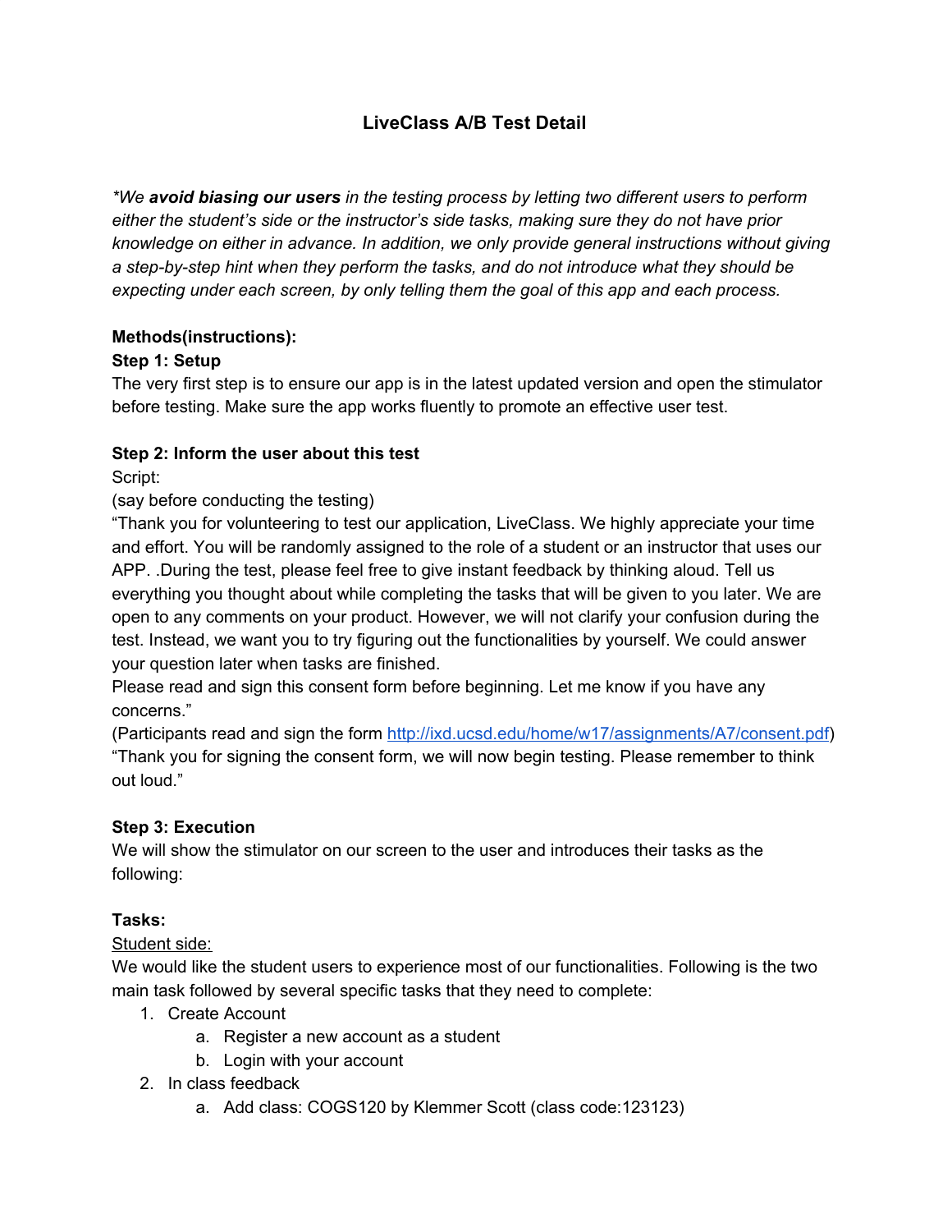# LiveClass A/B Test Detail

*\*We **avoid biasing our users** in the testing process by letting two different users to perform either the student's side or the instructor's side tasks, making sure they do not have prior knowledge on either in advance. In addition, we only provide general instructions without giving a step-by-step hint when they perform the tasks, and do not introduce what they should be expecting under each screen, by only telling them the goal of this app and each process.*

**Methods(instructions):**

**Step 1: Setup**

The very first step is to ensure our app is in the latest updated version and open the stimulator before testing. Make sure the app works fluently to promote an effective user test.

**Step 2: Inform the user about this test**

Script:

(say before conducting the testing)

"Thank you for volunteering to test our application, LiveClass. We highly appreciate your time and effort. You will be randomly assigned to the role of a student or an instructor that uses our APP. .During the test, please feel free to give instant feedback by thinking aloud. Tell us everything you thought about while completing the tasks that will be given to you later. We are open to any comments on your product. However, we will not clarify your confusion during the test. Instead, we want you to try figuring out the functionalities by yourself. We could answer your question later when tasks are finished.

Please read and sign this consent form before beginning. Let me know if you have any concerns."

(Participants read and sign the form http://ixd.ucsd.edu/home/w17/assignments/A7/consent.pdf)

"Thank you for signing the consent form, we will now begin testing. Please remember to think out loud."

**Step 3: Execution**

We will show the stimulator on our screen to the user and introduces their tasks as the following:

**Tasks:**

<u>Student side:</u>

We would like the student users to experience most of our functionalities. Following is the two main task followed by several specific tasks that they need to complete:

1. Create Account
   a. Register a new account as a student
   b. Login with your account
2. In class feedback
   a. Add class: COGS120 by Klemmer Scott (class code:123123)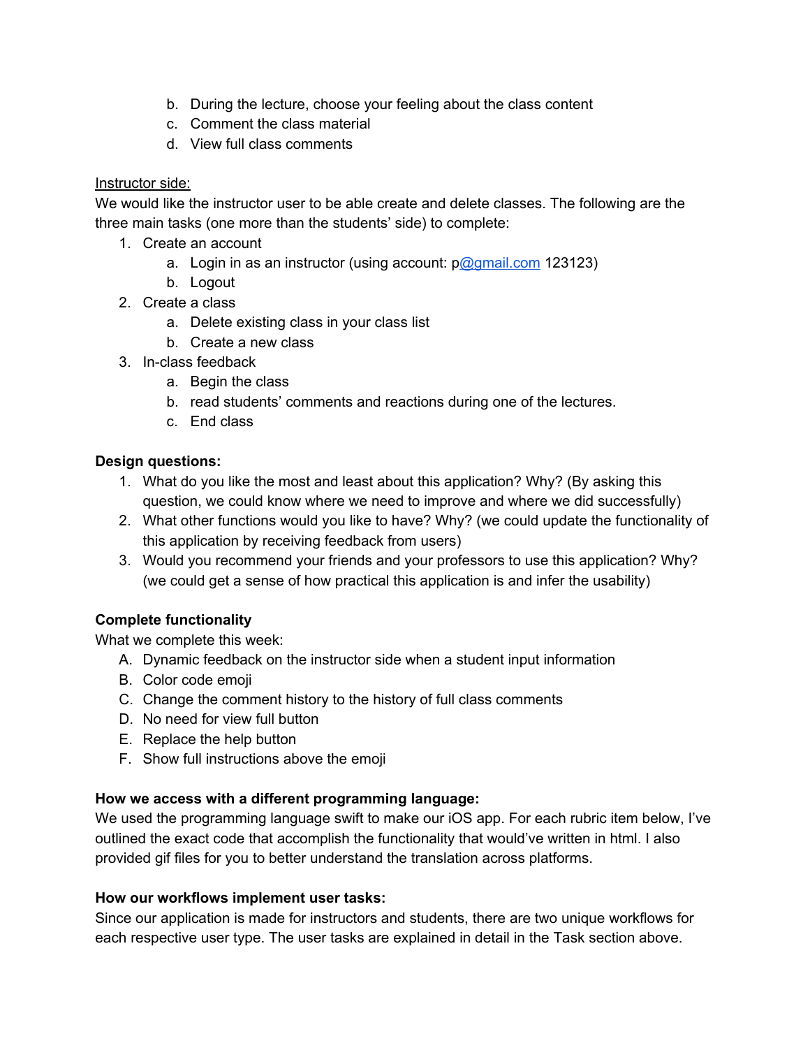b. During the lecture, choose your feeling about the class content
    c. Comment the class material
    d. View full class comments

Instructor side:

We would like the instructor user to be able create and delete classes. The following are the three main tasks (one more than the students' side) to complete:

1. Create an account
    a. Login in as an instructor (using account: p@gmail.com 123123)
    b. Logout
2. Create a class
    a. Delete existing class in your class list
    b. Create a new class
3. In-class feedback
    a. Begin the class
    b. read students' comments and reactions during one of the lectures.
    c. End class

**Design questions:**

1. What do you like the most and least about this application? Why? (By asking this question, we could know where we need to improve and where we did successfully)
2. What other functions would you like to have? Why? (we could update the functionality of this application by receiving feedback from users)
3. Would you recommend your friends and your professors to use this application? Why? (we could get a sense of how practical this application is and infer the usability)

**Complete functionality**

What we complete this week:

A. Dynamic feedback on the instructor side when a student input information
B. Color code emoji
C. Change the comment history to the history of full class comments
D. No need for view full button
E. Replace the help button
F. Show full instructions above the emoji

**How we access with a different programming language:**

We used the programming language swift to make our iOS app. For each rubric item below, I've outlined the exact code that accomplish the functionality that would've written in html. I also provided gif files for you to better understand the translation across platforms.

**How our workflows implement user tasks:**

Since our application is made for instructors and students, there are two unique workflows for each respective user type. The user tasks are explained in detail in the Task section above.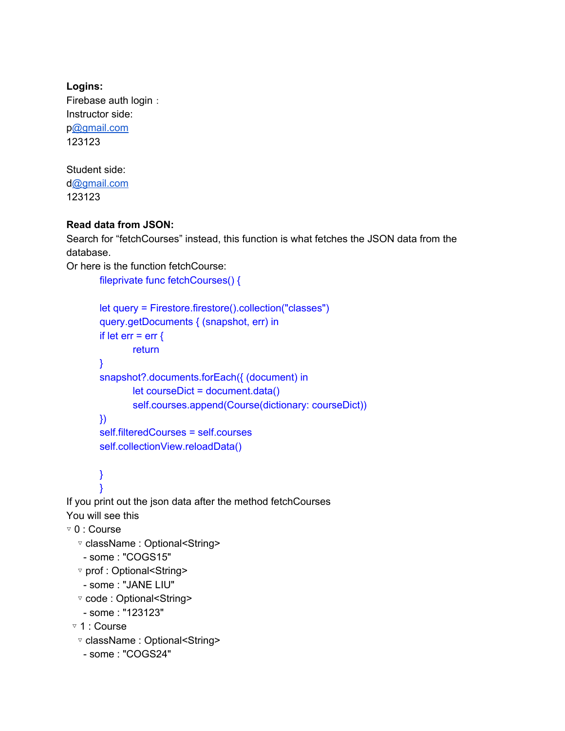**Logins:**

Firebase auth login：

Instructor side:

p@gmail.com

123123

Student side:

d@gmail.com

123123

**Read data from JSON:**

Search for “fetchCourses” instead, this function is what fetches the JSON data from the database.

Or here is the function fetchCourse:

```
fileprivate func fetchCourses() {

let query = Firestore.firestore().collection("classes")
query.getDocuments { (snapshot, err) in
if let err = err {
        return
}
snapshot?.documents.forEach({ (document) in
        let courseDict = document.data()
        self.courses.append(Course(dictionary: courseDict))
})
self.filteredCourses = self.courses
self.collectionView.reloadData()

}
}
```

If you print out the json data after the method fetchCourses

You will see this

```
▿ 0 : Course
  ▿ className : Optional<String>
    - some : "COGS15"
  ▿ prof : Optional<String>
    - some : "JANE LIU"
  ▿ code : Optional<String>
    - some : "123123"
 ▿ 1 : Course
  ▿ className : Optional<String>
    - some : "COGS24"
```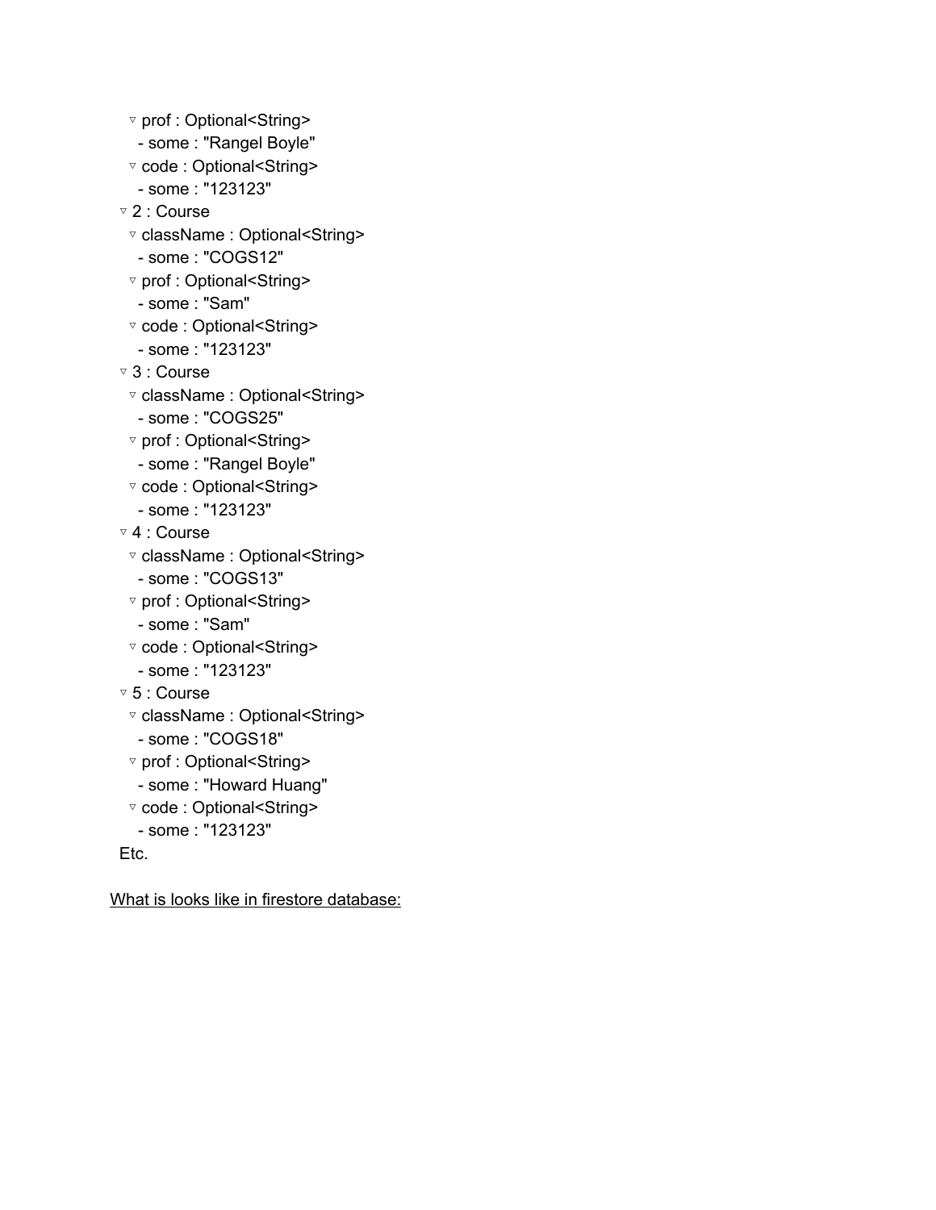- ▿ prof : Optional<String>
  - some : "Rangel Boyle"
- ▿ code : Optional<String>
  - some : "123123"

▿ 2 : Course

- ▿ className : Optional<String>
  - some : "COGS12"
- ▿ prof : Optional<String>
  - some : "Sam"
- ▿ code : Optional<String>
  - some : "123123"

▿ 3 : Course

- ▿ className : Optional<String>
  - some : "COGS25"
- ▿ prof : Optional<String>
  - some : "Rangel Boyle"
- ▿ code : Optional<String>
  - some : "123123"

▿ 4 : Course

- ▿ className : Optional<String>
  - some : "COGS13"
- ▿ prof : Optional<String>
  - some : "Sam"
- ▿ code : Optional<String>
  - some : "123123"

▿ 5 : Course

- ▿ className : Optional<String>
  - some : "COGS18"
- ▿ prof : Optional<String>
  - some : "Howard Huang"
- ▿ code : Optional<String>
  - some : "123123"

Etc.

<u>What is looks like in firestore database:</u>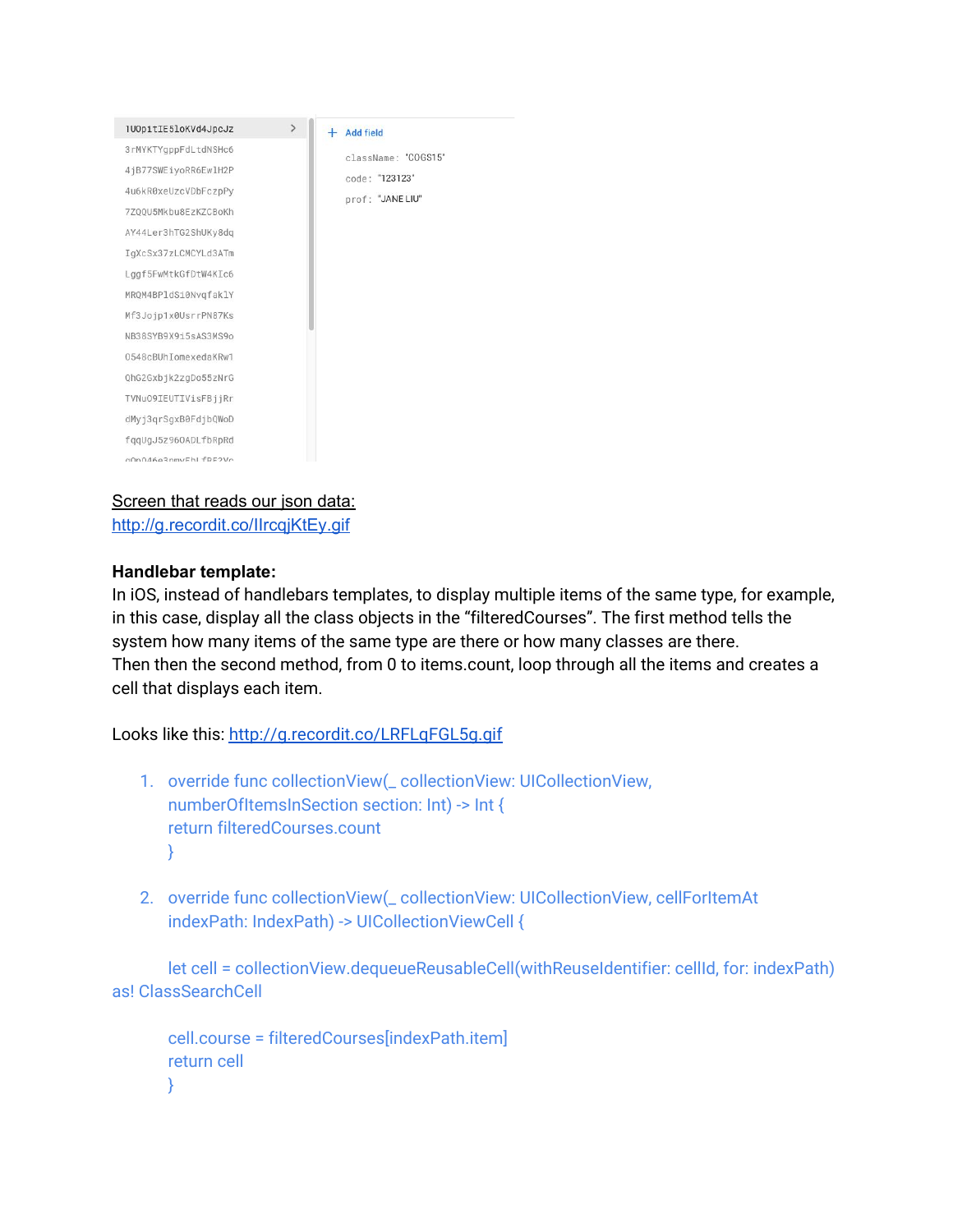```
1U0p1tIE5loKVd4JpcJz          + Add field
3rMYKTYgppFdLtdNSHc6
4jB77SWEiyoRR6Ew1H2P            className: 'COGS15'
4u6kR0xeUzcVDbFczpPy            code: "123123"
7ZQQU5Mkbu8EzKZCBoKh            prof: "JANE LIU"
AY44Ler3hTG2ShUKy8dq
IgXcSx37zLCMCYLd3ATm
Lggf5FwMtkGfDtW4KIc6
MRQM4BPldSi0NvqfaklY
Mf3Jojp1x0UsrrPN87Ks
NB38SYB9X915sAS3MS9o
O548cBUhIomexedaKRwI
QhG2Gxbjk2zgDo55zNrG
TVNuO9IEUTIVisFBjjRr
dMyj3qrSgxB0FdjbQWoD
fqqUgJ5z96OADLfbRpRd
```

Screen that reads our json data:
http://g.recordit.co/IlrcqjKtEy.gif

**Handlebar template:**

In iOS, instead of handlebars templates, to display multiple items of the same type, for example, in this case, display all the class objects in the "filteredCourses". The first method tells the system how many items of the same type are there or how many classes are there.
Then then the second method, from 0 to items.count, loop through all the items and creates a cell that displays each item.

Looks like this: http://g.recordit.co/LRFLqFGL5g.gif

1.
```
override func collectionView(_ collectionView: UICollectionView, numberOfItemsInSection section: Int) -> Int {
return filteredCourses.count
}
```

2.
```
override func collectionView(_ collectionView: UICollectionView, cellForItemAt indexPath: IndexPath) -> UICollectionViewCell {

let cell = collectionView.dequeueReusableCell(withReuseIdentifier: cellId, for: indexPath) as! ClassSearchCell

cell.course = filteredCourses[indexPath.item]
return cell
}
```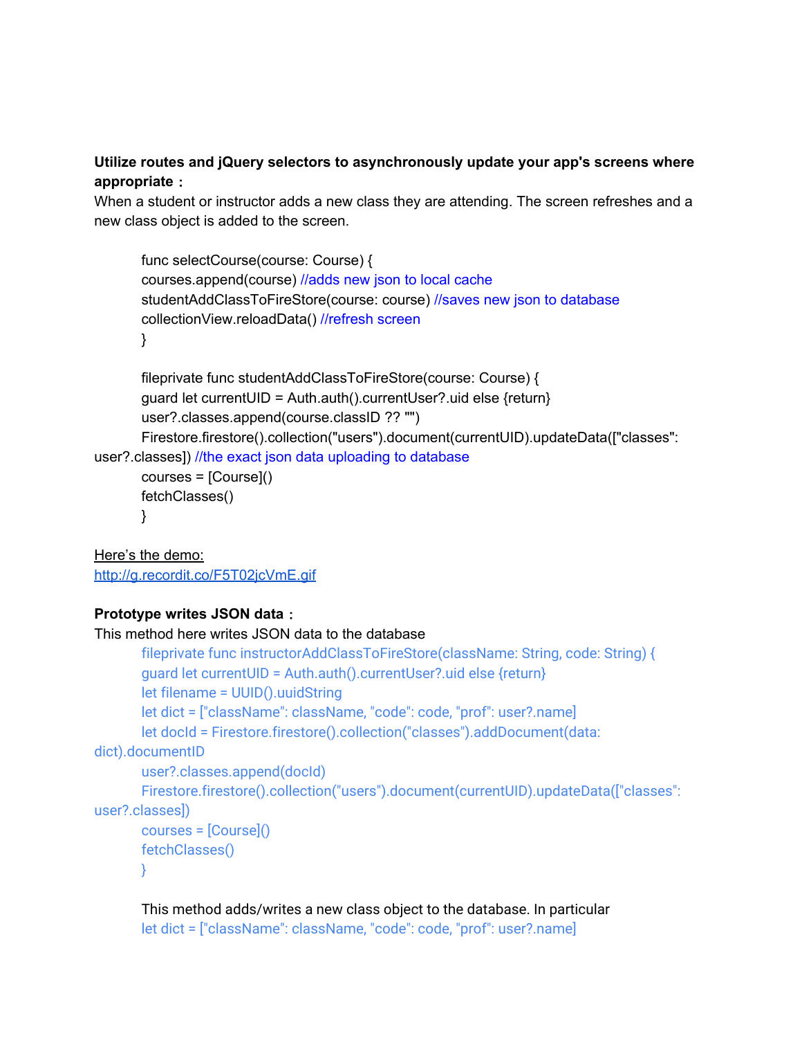**Utilize routes and jQuery selectors to asynchronously update your app's screens where appropriate：**
When a student or instructor adds a new class they are attending. The screen refreshes and a new class object is added to the screen.

```
func selectCourse(course: Course) {
courses.append(course) //adds new json to local cache
studentAddClassToFireStore(course: course) //saves new json to database
collectionView.reloadData() //refresh screen
}

fileprivate func studentAddClassToFireStore(course: Course) {
guard let currentUID = Auth.auth().currentUser?.uid else {return}
user?.classes.append(course.classID ?? "")
Firestore.firestore().collection("users").document(currentUID).updateData(["classes":
user?.classes]) //the exact json data uploading to database
courses = [Course]()
fetchClasses()
}
```

Here's the demo:
http://g.recordit.co/F5T02jcVmE.gif

**Prototype writes JSON data：**
This method here writes JSON data to the database

```
fileprivate func instructorAddClassToFireStore(className: String, code: String) {
guard let currentUID = Auth.auth().currentUser?.uid else {return}
let filename = UUID().uuidString
let dict = ["className": className, "code": code, "prof": user?.name]
let docId = Firestore.firestore().collection("classes").addDocument(data:
dict).documentID
user?.classes.append(docId)
Firestore.firestore().collection("users").document(currentUID).updateData(["classes":
user?.classes])
courses = [Course]()
fetchClasses()
}
```

This method adds/writes a new class object to the database. In particular

```
let dict = ["className": className, "code": code, "prof": user?.name]
```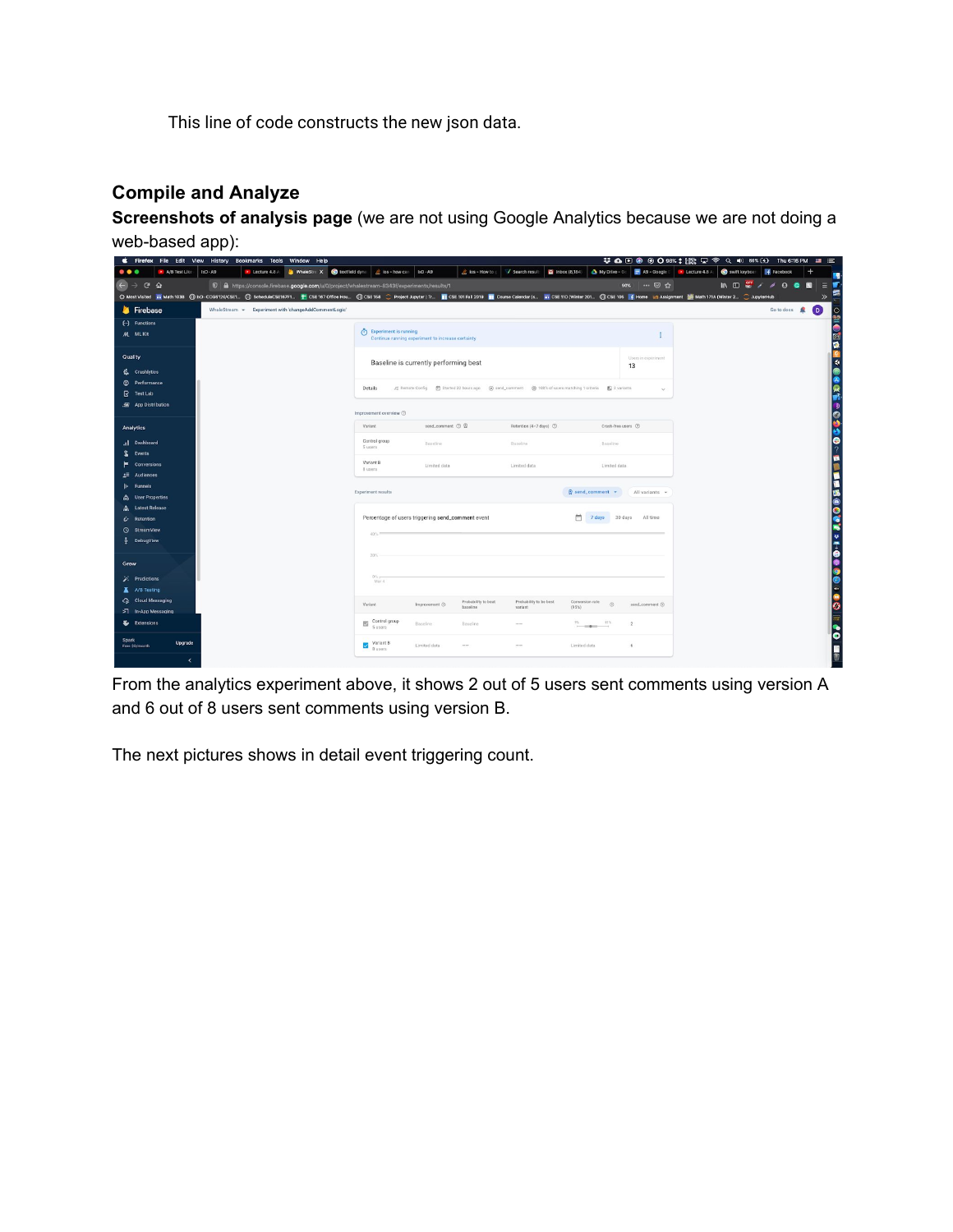This line of code constructs the new json data.

### Compile and Analyze

**Screenshots of analysis page** (we are not using Google Analytics because we are not doing a web-based app):

From the analytics experiment above, it shows 2 out of 5 users sent comments using version A and 6 out of 8 users sent comments using version B.

The next pictures shows in detail event triggering count.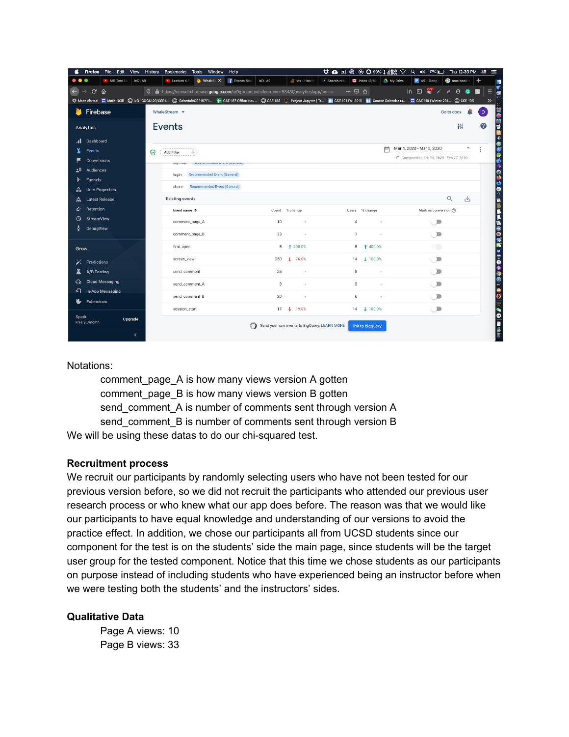Notations:

comment_page_A is how many views version A gotten
comment_page_B is how many views version B gotten
send_comment_A is number of comments sent through version A
send_comment_B is number of comments sent through version B

We will be using these datas to do our chi-squared test.

**Recruitment process**

We recruit our participants by randomly selecting users who have not been tested for our previous version before, so we did not recruit the participants who attended our previous user research process or who knew what our app does before. The reason was that we would like our participants to have equal knowledge and understanding of our versions to avoid the practice effect. In addition, we chose our participants all from UCSD students since our component for the test is on the students' side the main page, since students will be the target user group for the tested component. Notice that this time we chose students as our participants on purpose instead of including students who have experienced being an instructor before when we were testing both the students' and the instructors' sides.

**Qualitative Data**

Page A views: 10
Page B views: 33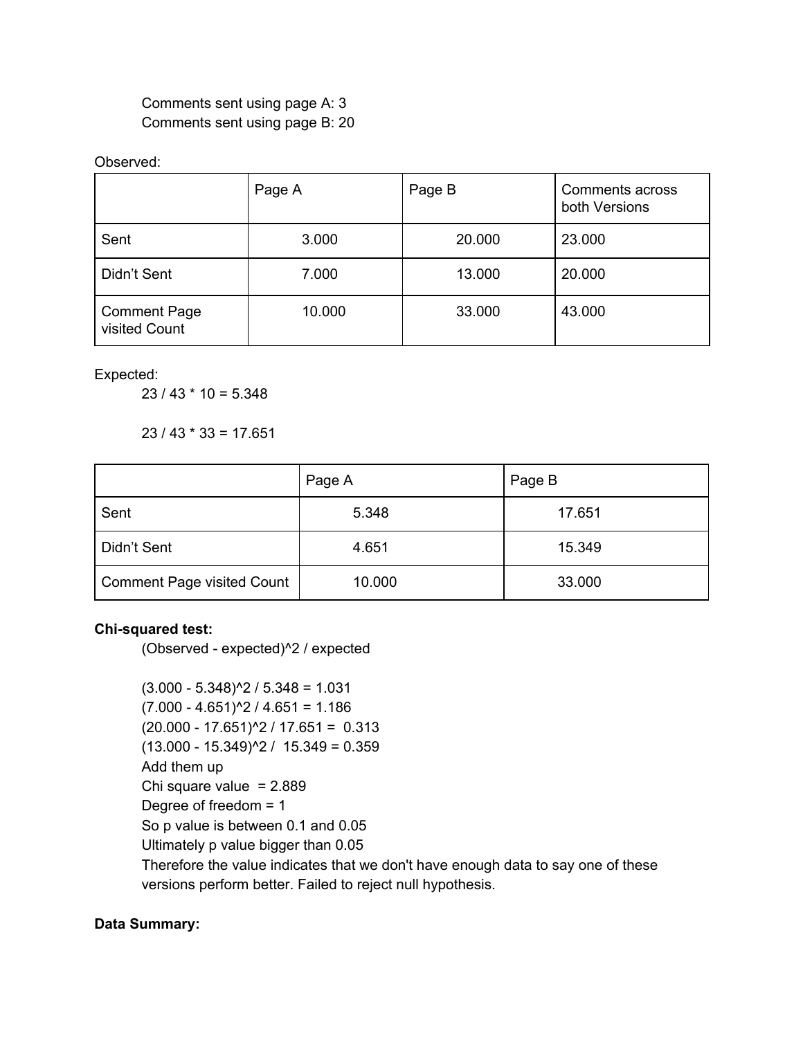Comments sent using page A: 3
Comments sent using page B: 20

Observed:

| | Page A | Page B | Comments across both Versions |
|---|---|---|---|
| Sent | 3.000 | 20.000 | 23.000 |
| Didn't Sent | 7.000 | 13.000 | 20.000 |
| Comment Page visited Count | 10.000 | 33.000 | 43.000 |

Expected:

$23 / 43 * 10 = 5.348$

$23 / 43 * 33 = 17.651$

| | Page A | Page B |
|---|---|---|
| Sent | 5.348 | 17.651 |
| Didn't Sent | 4.651 | 15.349 |
| Comment Page visited Count | 10.000 | 33.000 |

**Chi-squared test:**

$(\text{Observed} - \text{expected})^2 / \text{expected}$

$(3.000 - 5.348)^2 / 5.348 = 1.031$
$(7.000 - 4.651)^2 / 4.651 = 1.186$
$(20.000 - 17.651)^2 / 17.651 = 0.313$
$(13.000 - 15.349)^2 / 15.349 = 0.359$
Add them up
Chi square value = 2.889
Degree of freedom = 1
So p value is between 0.1 and 0.05
Ultimately p value bigger than 0.05
Therefore the value indicates that we don't have enough data to say one of these versions perform better. Failed to reject null hypothesis.

**Data Summary:**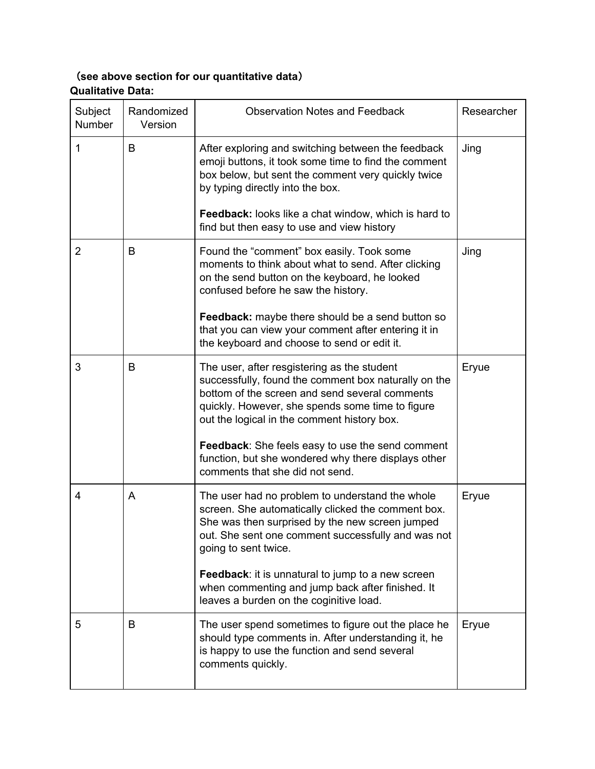（see above section for our quantitative data）

**Qualitative Data:**

| Subject Number | Randomized Version | Observation Notes and Feedback | Researcher |
|---|---|---|---|
| 1 | B | After exploring and switching between the feedback emoji buttons, it took some time to find the comment box below, but sent the comment very quickly twice by typing directly into the box.<br><br>**Feedback:** looks like a chat window, which is hard to find but then easy to use and view history | Jing |
| 2 | B | Found the “comment” box easily. Took some moments to think about what to send. After clicking on the send button on the keyboard, he looked confused before he saw the history.<br><br>**Feedback:** maybe there should be a send button so that you can view your comment after entering it in the keyboard and choose to send or edit it. | Jing |
| 3 | B | The user, after resgistering as the student successfully, found the comment box naturally on the bottom of the screen and send several comments quickly. However, she spends some time to figure out the logical in the comment history box.<br><br>**Feedback**: She feels easy to use the send comment function, but she wondered why there displays other comments that she did not send. | Eryue |
| 4 | A | The user had no problem to understand the whole screen. She automatically clicked the comment box. She was then surprised by the new screen jumped out. She sent one comment successfully and was not going to sent twice.<br><br>**Feedback**: it is unnatural to jump to a new screen when commenting and jump back after finished. It leaves a burden on the coginitive load. | Eryue |
| 5 | B | The user spend sometimes to figure out the place he should type comments in. After understanding it, he is happy to use the function and send several comments quickly. | Eryue |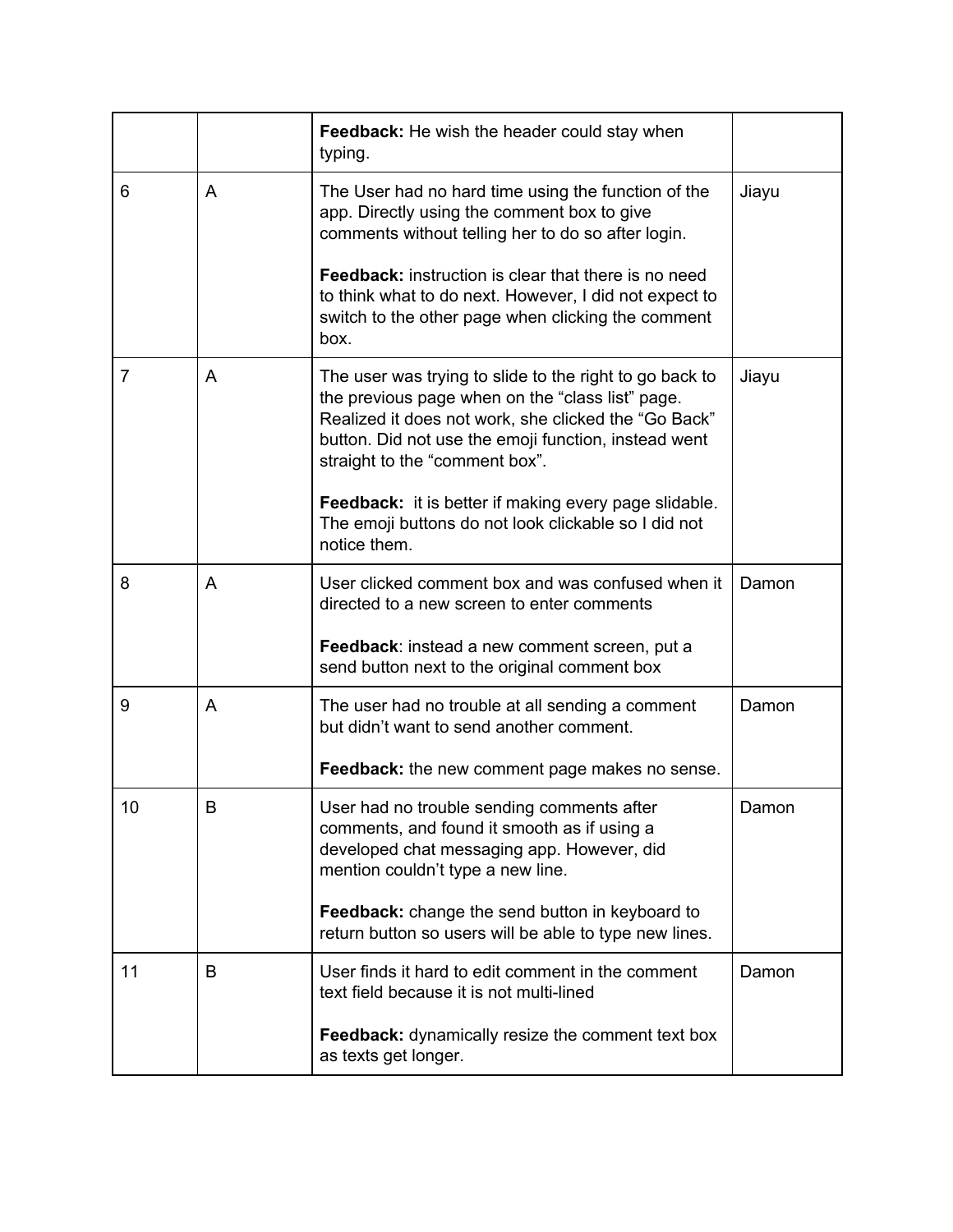| | | | |
|---|---|---|---|
| | | **Feedback:** He wish the header could stay when typing. | |
| 6 | A | The User had no hard time using the function of the app. Directly using the comment box to give comments without telling her to do so after login.<br><br>**Feedback:** instruction is clear that there is no need to think what to do next. However, I did not expect to switch to the other page when clicking the comment box. | Jiayu |
| 7 | A | The user was trying to slide to the right to go back to the previous page when on the “class list” page. Realized it does not work, she clicked the “Go Back” button. Did not use the emoji function, instead went straight to the “comment box”.<br><br>**Feedback:** it is better if making every page slidable. The emoji buttons do not look clickable so I did not notice them. | Jiayu |
| 8 | A | User clicked comment box and was confused when it directed to a new screen to enter comments<br><br>**Feedback**: instead a new comment screen, put a send button next to the original comment box | Damon |
| 9 | A | The user had no trouble at all sending a comment but didn’t want to send another comment.<br><br>**Feedback:** the new comment page makes no sense. | Damon |
| 10 | B | User had no trouble sending comments after comments, and found it smooth as if using a developed chat messaging app. However, did mention couldn’t type a new line.<br><br>**Feedback:** change the send button in keyboard to return button so users will be able to type new lines. | Damon |
| 11 | B | User finds it hard to edit comment in the comment text field because it is not multi-lined<br><br>**Feedback:** dynamically resize the comment text box as texts get longer. | Damon |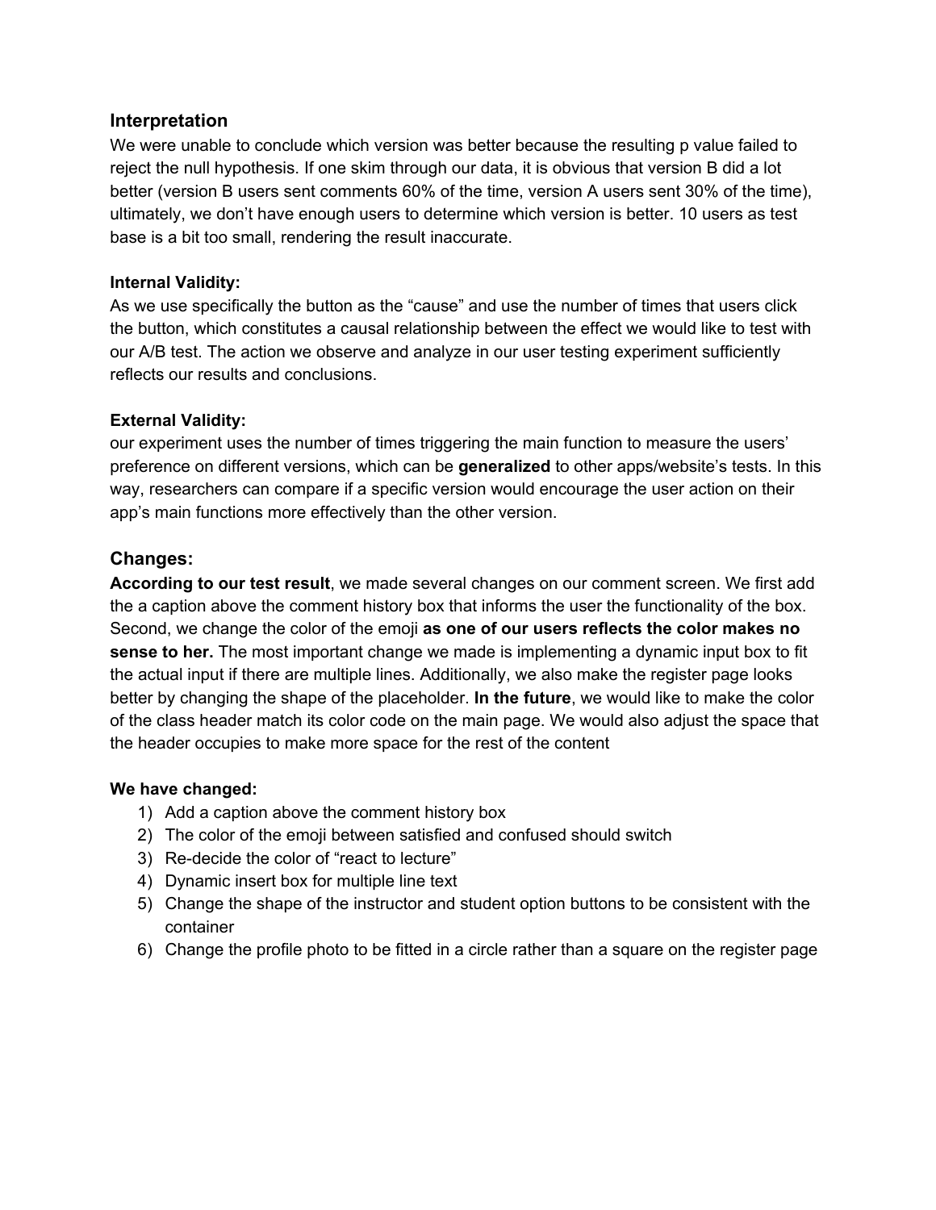## Interpretation

We were unable to conclude which version was better because the resulting p value failed to reject the null hypothesis. If one skim through our data, it is obvious that version B did a lot better (version B users sent comments 60% of the time, version A users sent 30% of the time), ultimately, we don't have enough users to determine which version is better. 10 users as test base is a bit too small, rendering the result inaccurate.

**Internal Validity:**

As we use specifically the button as the "cause" and use the number of times that users click the button, which constitutes a causal relationship between the effect we would like to test with our A/B test. The action we observe and analyze in our user testing experiment sufficiently reflects our results and conclusions.

**External Validity:**

our experiment uses the number of times triggering the main function to measure the users' preference on different versions, which can be **generalized** to other apps/website's tests. In this way, researchers can compare if a specific version would encourage the user action on their app's main functions more effectively than the other version.

## Changes:

**According to our test result**, we made several changes on our comment screen. We first add the a caption above the comment history box that informs the user the functionality of the box. Second, we change the color of the emoji **as one of our users reflects the color makes no sense to her.** The most important change we made is implementing a dynamic input box to fit the actual input if there are multiple lines. Additionally, we also make the register page looks better by changing the shape of the placeholder. **In the future**, we would like to make the color of the class header match its color code on the main page. We would also adjust the space that the header occupies to make more space for the rest of the content

**We have changed:**

1) Add a caption above the comment history box
2) The color of the emoji between satisfied and confused should switch
3) Re-decide the color of "react to lecture"
4) Dynamic insert box for multiple line text
5) Change the shape of the instructor and student option buttons to be consistent with the container
6) Change the profile photo to be fitted in a circle rather than a square on the register page